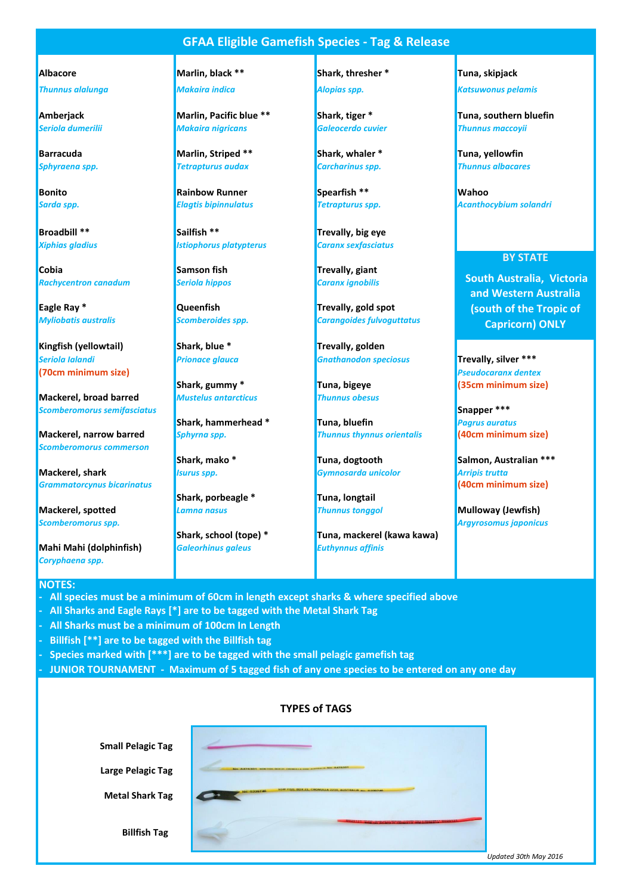# GFAA Eligible Gamefish Species - Tag & Release

**Albacore**
*Thunnus alalunga*

**Amberjack**
*Seriola dumerilii*

**Barracuda**
*Sphyraena spp.*

**Bonito**
*Sarda spp.*

**Broadbill ****
*Xiphias gladius*

**Cobia**
*Rachycentron canadum*

**Eagle Ray ***
*Myliobatis australis*

**Kingfish (yellowtail)**
*Seriola lalandi*
(70cm minimum size)

**Mackerel, broad barred**
*Scomberomorus semifasciatus*

**Mackerel, narrow barred**
*Scomberomorus commerson*

**Mackerel, shark**
*Grammatorcynus bicarinatus*

**Mackerel, spotted**
*Scomberomorus spp.*

**Mahi Mahi (dolphinfish)**
*Coryphaena spp.*

**Marlin, black ****
*Makaira indica*

**Marlin, Pacific blue ****
*Makaira nigricans*

**Marlin, Striped ****
*Tetrapturus audax*

**Rainbow Runner**
*Elagtis bipinnulatus*

**Sailfish ****
*Istiophorus platypterus*

**Samson fish**
*Seriola hippos*

**Queenfish**
*Scomberoides spp.*

**Shark, blue ***
*Prionace glauca*

**Shark, gummy ***
*Mustelus antarcticus*

**Shark, hammerhead ***
*Sphyrna spp.*

**Shark, mako ***
*Isurus spp.*

**Shark, porbeagle ***
*Lamna nasus*

**Shark, school (tope) ***
*Galeorhinus galeus*

**Shark, thresher ***
*Alopias spp.*

**Shark, tiger ***
*Galeocerdo cuvier*

**Shark, whaler ***
*Carcharinus spp.*

**Spearfish ****
*Tetrapturus spp.*

**Trevally, big eye**
*Caranx sexfasciatus*

**Trevally, giant**
*Caranx ignobilis*

**Trevally, gold spot**
*Carangoides fulvoguttatus*

**Trevally, golden**
*Gnathanodon speciosus*

**Tuna, bigeye**
*Thunnus obesus*

**Tuna, bluefin**
*Thunnus thynnus orientalis*

**Tuna, dogtooth**
*Gymnosarda unicolor*

**Tuna, longtail**
*Thunnus tonggol*

**Tuna, mackerel (kawa kawa)**
*Euthynnus affinis*

**Tuna, skipjack**
*Katsuwonus pelamis*

**Tuna, southern bluefin**
*Thunnus maccoyii*

**Tuna, yellowfin**
*Thunnus albacares*

**Wahoo**
*Acanthocybium solandri*

## BY STATE

**South Australia, Victoria and Western Australia (south of the Tropic of Capricorn) ONLY**

**Trevally, silver *****
*Pseudocaranx dentex*
(35cm minimum size)

**Snapper *****
*Pagrus auratus*
(40cm minimum size)

**Salmon, Australian *****
*Arripis trutta*
(40cm minimum size)

**Mulloway (Jewfish)**
*Argyrosomus japonicus*

**NOTES:**

- All species must be a minimum of 60cm in length except sharks & where specified above
- All Sharks and Eagle Rays [*] are to be tagged with the Metal Shark Tag
- All Sharks must be a minimum of 100cm In Length
- Billfish [**] are to be tagged with the Billfish tag
- Species marked with [***] are to be tagged with the small pelagic gamefish tag
- JUNIOR TOURNAMENT - Maximum of 5 tagged fish of any one species to be entered on any one day

## TYPES of TAGS

Small Pelagic Tag

Large Pelagic Tag

Metal Shark Tag

Billfish Tag

*Updated 30th May 2016*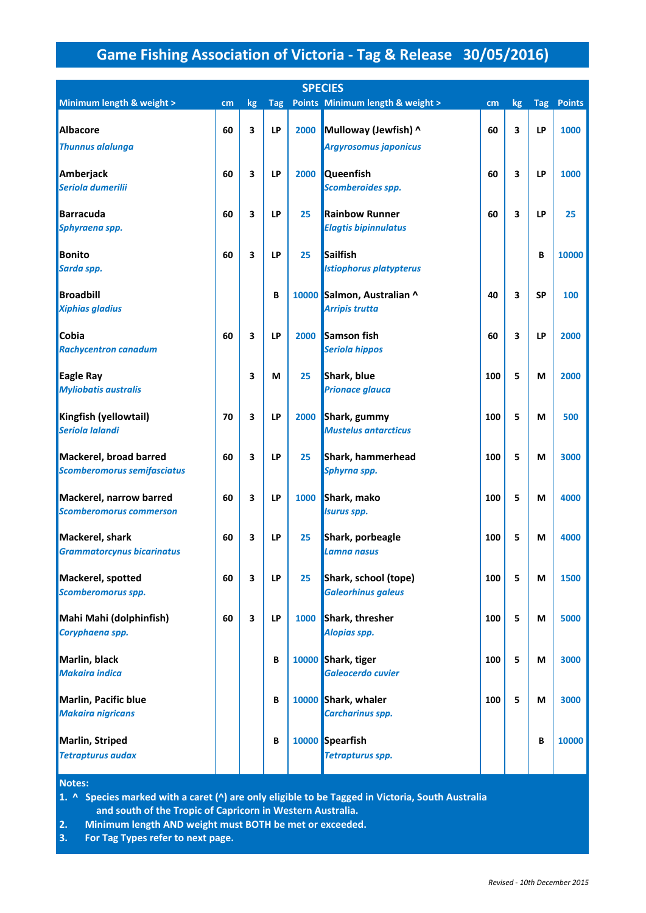# Game Fishing Association of Victoria - Tag & Release 30/05/2016)

| SPECIES | | | | | | | | | |
|---|---|---|---|---|---|---|---|---|---|
| **Minimum length & weight >** | **cm** | **kg** | **Tag** | **Points** | **Minimum length & weight >** | **cm** | **kg** | **Tag** | **Points** |
| **Albacore** *Thunnus alalunga* | 60 | 3 | LP | 2000 | **Mulloway (Jewfish) ^** *Argyrosomus japonicus* | 60 | 3 | LP | 1000 |
| **Amberjack** *Seriola dumerilii* | 60 | 3 | LP | 2000 | **Queenfish** *Scomberoides spp.* | 60 | 3 | LP | 1000 |
| **Barracuda** *Sphyraena spp.* | 60 | 3 | LP | 25 | **Rainbow Runner** *Elagtis bipinnulatus* | 60 | 3 | LP | 25 |
| **Bonito** *Sarda spp.* | 60 | 3 | LP | 25 | **Sailfish** *Istiophorus platypterus* | | | B | 10000 |
| **Broadbill** *Xiphias gladius* | | | B | 10000 | **Salmon, Australian ^** *Arripis trutta* | 40 | 3 | SP | 100 |
| **Cobia** *Rachycentron canadum* | 60 | 3 | LP | 2000 | **Samson fish** *Seriola hippos* | 60 | 3 | LP | 2000 |
| **Eagle Ray** *Myliobatis australis* | | 3 | M | 25 | **Shark, blue** *Prionace glauca* | 100 | 5 | M | 2000 |
| **Kingfish (yellowtail)** *Seriola lalandi* | 70 | 3 | LP | 2000 | **Shark, gummy** *Mustelus antarcticus* | 100 | 5 | M | 500 |
| **Mackerel, broad barred** *Scomberomorus semifasciatus* | 60 | 3 | LP | 25 | **Shark, hammerhead** *Sphyrna spp.* | 100 | 5 | M | 3000 |
| **Mackerel, narrow barred** *Scomberomorus commerson* | 60 | 3 | LP | 1000 | **Shark, mako** *Isurus spp.* | 100 | 5 | M | 4000 |
| **Mackerel, shark** *Grammatorcynus bicarinatus* | 60 | 3 | LP | 25 | **Shark, porbeagle** *Lamna nasus* | 100 | 5 | M | 4000 |
| **Mackerel, spotted** *Scomberomorus spp.* | 60 | 3 | LP | 25 | **Shark, school (tope)** *Galeorhinus galeus* | 100 | 5 | M | 1500 |
| **Mahi Mahi (dolphinfish)** *Coryphaena spp.* | 60 | 3 | LP | 1000 | **Shark, thresher** *Alopias spp.* | 100 | 5 | M | 5000 |
| **Marlin, black** *Makaira indica* | | | B | 10000 | **Shark, tiger** *Galeocerdo cuvier* | 100 | 5 | M | 3000 |
| **Marlin, Pacific blue** *Makaira nigricans* | | | B | 10000 | **Shark, whaler** *Carcharinus spp.* | 100 | 5 | M | 3000 |
| **Marlin, Striped** *Tetrapturus audax* | | | B | 10000 | **Spearfish** *Tetrapturus spp.* | | | B | 10000 |

**Notes:**

1. **^ Species marked with a caret (^) are only eligible to be Tagged in Victoria, South Australia and south of the Tropic of Capricorn in Western Australia.**
2. **Minimum length AND weight must BOTH be met or exceeded.**
3. **For Tag Types refer to next page.**

*Revised - 10th December 2015*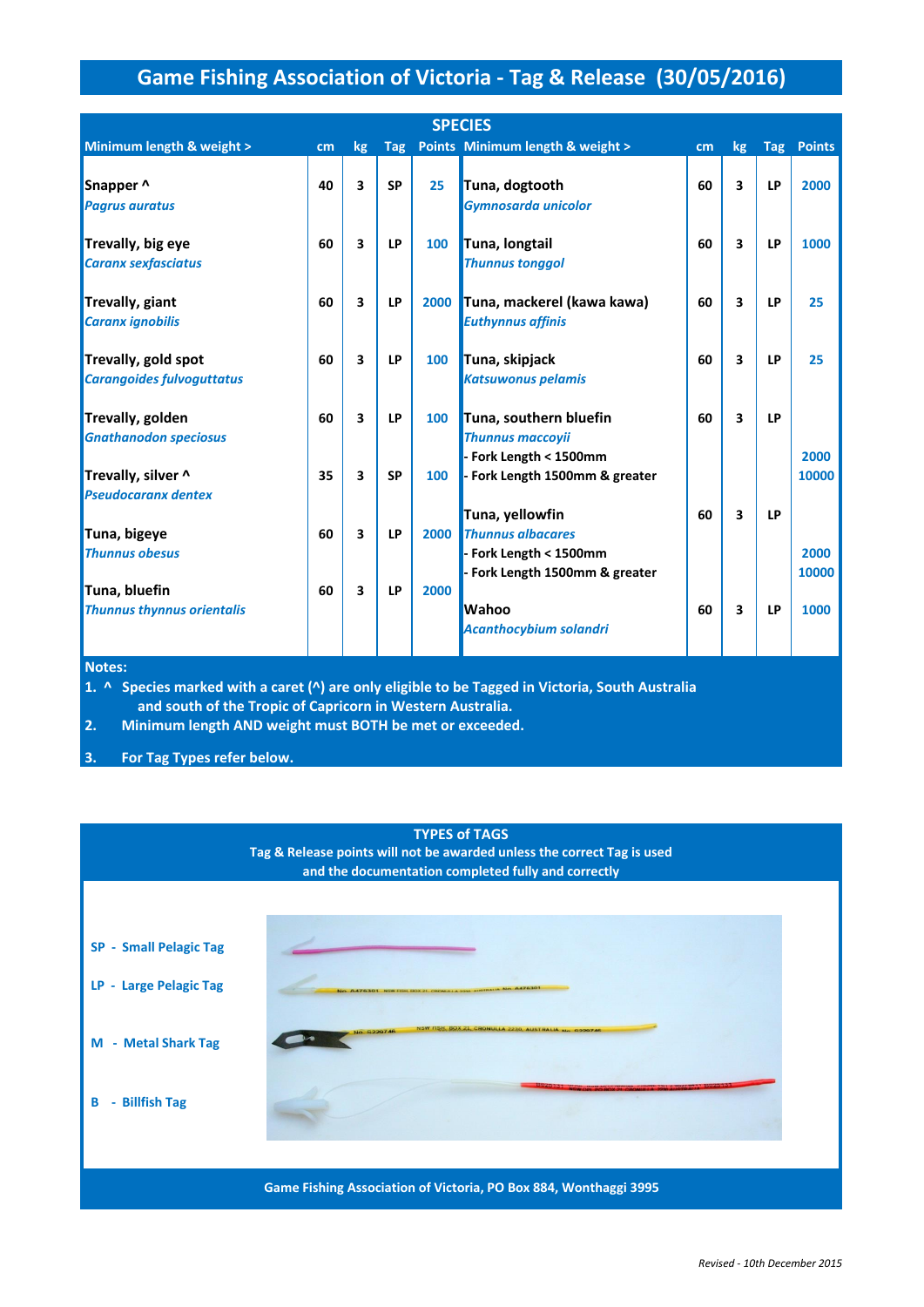# Game Fishing Association of Victoria - Tag & Release (30/05/2016)

## SPECIES

| Minimum length & weight > | cm | kg | Tag | Points | Minimum length & weight > | cm | kg | Tag | Points |
|---|---|---|---|---|---|---|---|---|---|
| **Snapper ^** *Pagrus auratus* | 40 | 3 | SP | 25 | **Tuna, dogtooth** *Gymnosarda unicolor* | 60 | 3 | LP | 2000 |
| **Trevally, big eye** *Caranx sexfasciatus* | 60 | 3 | LP | 100 | **Tuna, longtail** *Thunnus tonggol* | 60 | 3 | LP | 1000 |
| **Trevally, giant** *Caranx ignobilis* | 60 | 3 | LP | 2000 | **Tuna, mackerel (kawa kawa)** *Euthynnus affinis* | 60 | 3 | LP | 25 |
| **Trevally, gold spot** *Carangoides fulvoguttatus* | 60 | 3 | LP | 100 | **Tuna, skipjack** *Katsuwonus pelamis* | 60 | 3 | LP | 25 |
| **Trevally, golden** *Gnathanodon speciosus* | 60 | 3 | LP | 100 | **Tuna, southern bluefin** *Thunnus maccoyii* | 60 | 3 | LP | |
| | | | | | - Fork Length < 1500mm | | | | 2000 |
| **Trevally, silver ^** *Pseudocaranx dentex* | 35 | 3 | SP | 100 | - Fork Length 1500mm & greater | | | | 10000 |
| | | | | | **Tuna, yellowfin** | 60 | 3 | LP | |
| **Tuna, bigeye** *Thunnus obesus* | 60 | 3 | LP | 2000 | *Thunnus albacares* | | | | |
| | | | | | - Fork Length < 1500mm | | | | 2000 |
| | | | | | - Fork Length 1500mm & greater | | | | 10000 |
| **Tuna, bluefin** *Thunnus thynnus orientalis* | 60 | 3 | LP | 2000 | **Wahoo** *Acanthocybium solandri* | 60 | 3 | LP | 1000 |

**Notes:**

1. ^ Species marked with a caret (^) are only eligible to be Tagged in Victoria, South Australia and south of the Tropic of Capricorn in Western Australia.
2. Minimum length AND weight must BOTH be met or exceeded.
3. For Tag Types refer below.

## TYPES OF TAGS

**Tag & Release points will not be awarded unless the correct Tag is used and the documentation completed fully and correctly**

- **SP - Small Pelagic Tag**
- **LP - Large Pelagic Tag**
- **M - Metal Shark Tag**
- **B - Billfish Tag**

Game Fishing Association of Victoria, PO Box 884, Wonthaggi 3995

*Revised - 10th December 2015*